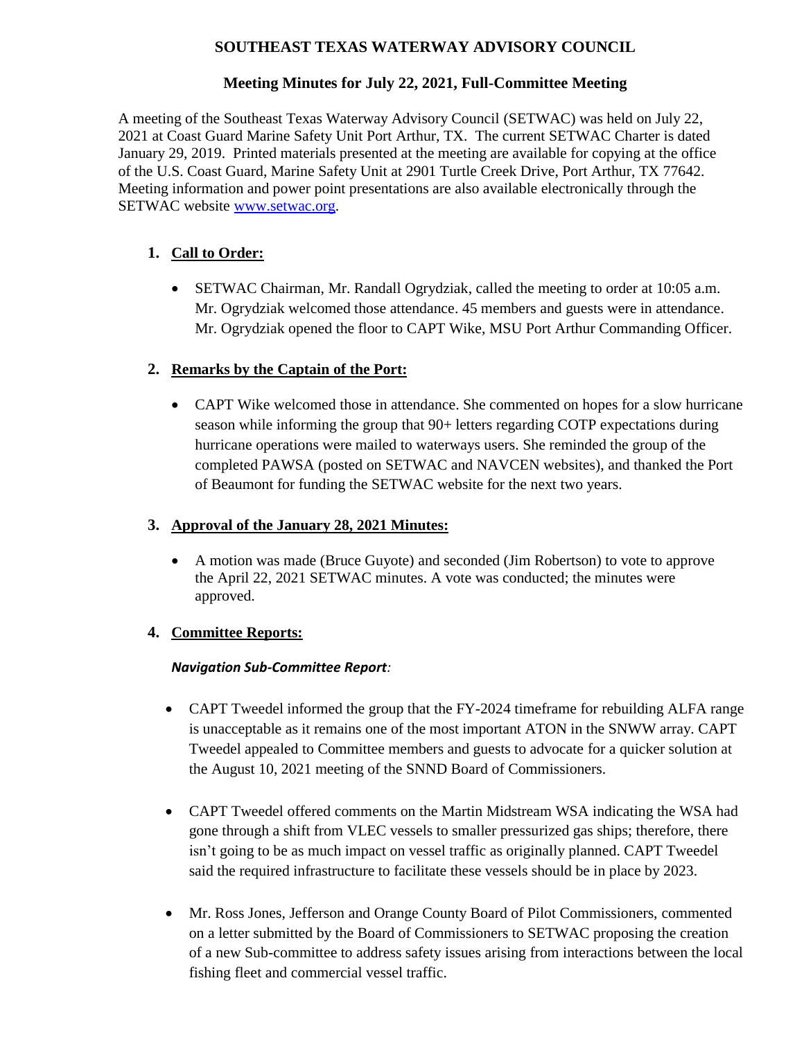# SOUTHEAST TEXAS WATERWAY ADVISORY COUNCIL

## Meeting Minutes for July 22, 2021, Full-Committee Meeting

A meeting of the Southeast Texas Waterway Advisory Council (SETWAC) was held on July 22, 2021 at Coast Guard Marine Safety Unit Port Arthur, TX. The current SETWAC Charter is dated January 29, 2019. Printed materials presented at the meeting are available for copying at the office of the U.S. Coast Guard, Marine Safety Unit at 2901 Turtle Creek Drive, Port Arthur, TX 77642. Meeting information and power point presentations are also available electronically through the SETWAC website [www.setwac.org](http://www.setwac.org).

1. **Call to Order:**

   - SETWAC Chairman, Mr. Randall Ogrydziak, called the meeting to order at 10:05 a.m. Mr. Ogrydziak welcomed those attendance. 45 members and guests were in attendance. Mr. Ogrydziak opened the floor to CAPT Wike, MSU Port Arthur Commanding Officer.

2. **Remarks by the Captain of the Port:**

   - CAPT Wike welcomed those in attendance. She commented on hopes for a slow hurricane season while informing the group that 90+ letters regarding COTP expectations during hurricane operations were mailed to waterways users. She reminded the group of the completed PAWSA (posted on SETWAC and NAVCEN websites), and thanked the Port of Beaumont for funding the SETWAC website for the next two years.

3. **Approval of the January 28, 2021 Minutes:**

   - A motion was made (Bruce Guyote) and seconded (Jim Robertson) to vote to approve the April 22, 2021 SETWAC minutes. A vote was conducted; the minutes were approved.

4. **Committee Reports:**

   ***Navigation Sub-Committee Report:***

   - CAPT Tweedel informed the group that the FY-2024 timeframe for rebuilding ALFA range is unacceptable as it remains one of the most important ATON in the SNWW array. CAPT Tweedel appealed to Committee members and guests to advocate for a quicker solution at the August 10, 2021 meeting of the SNND Board of Commissioners.

   - CAPT Tweedel offered comments on the Martin Midstream WSA indicating the WSA had gone through a shift from VLEC vessels to smaller pressurized gas ships; therefore, there isn't going to be as much impact on vessel traffic as originally planned. CAPT Tweedel said the required infrastructure to facilitate these vessels should be in place by 2023.

   - Mr. Ross Jones, Jefferson and Orange County Board of Pilot Commissioners, commented on a letter submitted by the Board of Commissioners to SETWAC proposing the creation of a new Sub-committee to address safety issues arising from interactions between the local fishing fleet and commercial vessel traffic.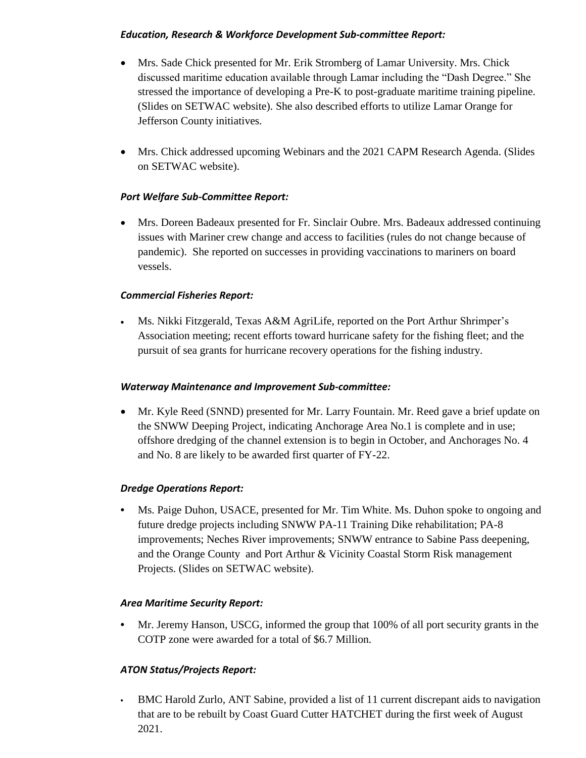***Education, Research & Workforce Development Sub-committee Report:***

- Mrs. Sade Chick presented for Mr. Erik Stromberg of Lamar University. Mrs. Chick discussed maritime education available through Lamar including the "Dash Degree." She stressed the importance of developing a Pre-K to post-graduate maritime training pipeline. (Slides on SETWAC website). She also described efforts to utilize Lamar Orange for Jefferson County initiatives.

- Mrs. Chick addressed upcoming Webinars and the 2021 CAPM Research Agenda. (Slides on SETWAC website).

***Port Welfare Sub-Committee Report:***

- Mrs. Doreen Badeaux presented for Fr. Sinclair Oubre. Mrs. Badeaux addressed continuing issues with Mariner crew change and access to facilities (rules do not change because of pandemic). She reported on successes in providing vaccinations to mariners on board vessels.

***Commercial Fisheries Report:***

- Ms. Nikki Fitzgerald, Texas A&M AgriLife, reported on the Port Arthur Shrimper's Association meeting; recent efforts toward hurricane safety for the fishing fleet; and the pursuit of sea grants for hurricane recovery operations for the fishing industry.

***Waterway Maintenance and Improvement Sub-committee:***

- Mr. Kyle Reed (SNND) presented for Mr. Larry Fountain. Mr. Reed gave a brief update on the SNWW Deeping Project, indicating Anchorage Area No.1 is complete and in use; offshore dredging of the channel extension is to begin in October, and Anchorages No. 4 and No. 8 are likely to be awarded first quarter of FY-22.

***Dredge Operations Report:***

- Ms. Paige Duhon, USACE, presented for Mr. Tim White. Ms. Duhon spoke to ongoing and future dredge projects including SNWW PA-11 Training Dike rehabilitation; PA-8 improvements; Neches River improvements; SNWW entrance to Sabine Pass deepening, and the Orange County and Port Arthur & Vicinity Coastal Storm Risk management Projects. (Slides on SETWAC website).

***Area Maritime Security Report:***

- Mr. Jeremy Hanson, USCG, informed the group that 100% of all port security grants in the COTP zone were awarded for a total of $6.7 Million.

***ATON Status/Projects Report:***

- BMC Harold Zurlo, ANT Sabine, provided a list of 11 current discrepant aids to navigation that are to be rebuilt by Coast Guard Cutter HATCHET during the first week of August 2021.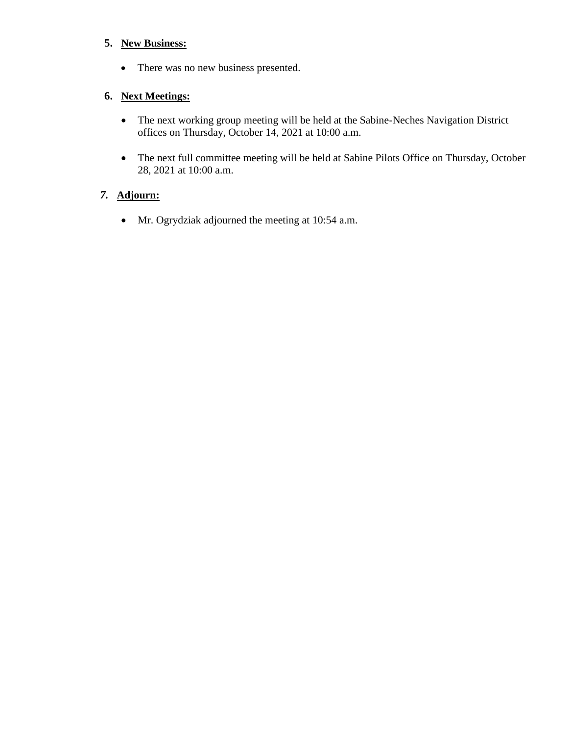5. **New Business:**

- There was no new business presented.

6. **Next Meetings:**

- The next working group meeting will be held at the Sabine-Neches Navigation District offices on Thursday, October 14, 2021 at 10:00 a.m.

- The next full committee meeting will be held at Sabine Pilots Office on Thursday, October 28, 2021 at 10:00 a.m.

7. **Adjourn:**

- Mr. Ogrydziak adjourned the meeting at 10:54 a.m.